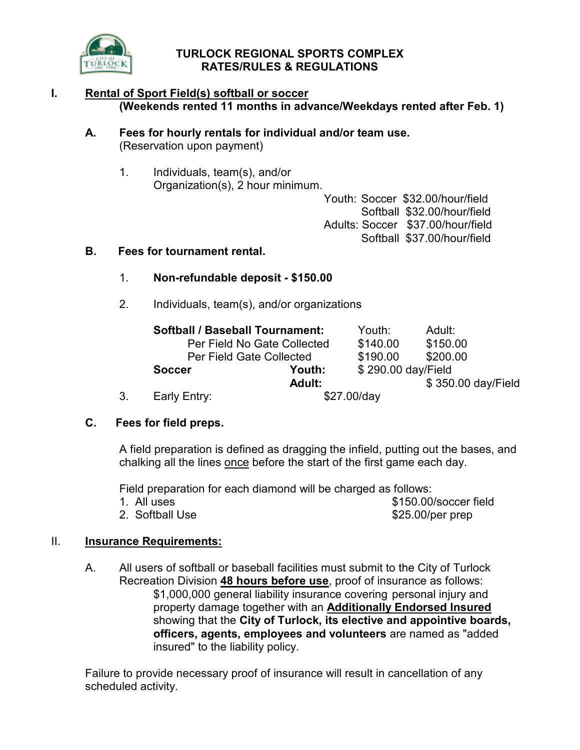# TURLOCK REGIONAL SPORTS COMPLEX
## RATES/RULES & REGULATIONS

### I. Rental of Sport Field(s) softball or soccer
**(Weekends rented 11 months in advance/Weekdays rented after Feb. 1)**

**A. Fees for hourly rentals for individual and/or team use.**
(Reservation upon payment)

1. Individuals, team(s), and/or Organization(s), 2 hour minimum.

| | | |
|---|---|---|
| Youth: | Soccer | $32.00/hour/field |
| | Softball | $32.00/hour/field |
| Adults: | Soccer | $37.00/hour/field |
| | Softball | $37.00/hour/field |

**B. Fees for tournament rental.**

1. **Non-refundable deposit - $150.00**

2. Individuals, team(s), and/or organizations

| | | Youth: | Adult: |
|---|---|---|---|
| **Softball / Baseball Tournament:** | | | |
| Per Field No Gate Collected | | $140.00 | $150.00 |
| Per Field Gate Collected | | $190.00 | $200.00 |
| **Soccer** | **Youth:** | $ 290.00 day/Field | |
| | **Adult:** | | $ 350.00 day/Field |

3. Early Entry: $27.00/day

**C. Fees for field preps.**

A field preparation is defined as dragging the infield, putting out the bases, and chalking all the lines once before the start of the first game each day.

Field preparation for each diamond will be charged as follows:

1. All uses $150.00/soccer field
2. Softball Use $25.00/per prep

### II. Insurance Requirements:

A. All users of softball or baseball facilities must submit to the City of Turlock Recreation Division **48 hours before use**, proof of insurance as follows: $1,000,000 general liability insurance covering personal injury and property damage together with an **Additionally Endorsed Insured** showing that the **City of Turlock, its elective and appointive boards, officers, agents, employees and volunteers** are named as "added insured" to the liability policy.

Failure to provide necessary proof of insurance will result in cancellation of any scheduled activity.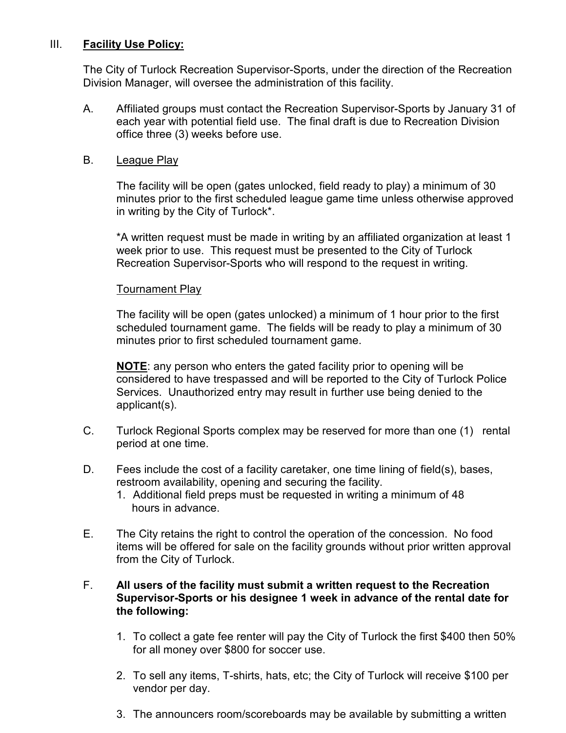## III. **Facility Use Policy:**

The City of Turlock Recreation Supervisor-Sports, under the direction of the Recreation Division Manager, will oversee the administration of this facility.

A. Affiliated groups must contact the Recreation Supervisor-Sports by January 31 of each year with potential field use. The final draft is due to Recreation Division office three (3) weeks before use.

B. League Play

The facility will be open (gates unlocked, field ready to play) a minimum of 30 minutes prior to the first scheduled league game time unless otherwise approved in writing by the City of Turlock*.

*A written request must be made in writing by an affiliated organization at least 1 week prior to use. This request must be presented to the City of Turlock Recreation Supervisor-Sports who will respond to the request in writing.

Tournament Play

The facility will be open (gates unlocked) a minimum of 1 hour prior to the first scheduled tournament game. The fields will be ready to play a minimum of 30 minutes prior to first scheduled tournament game.

**NOTE**: any person who enters the gated facility prior to opening will be considered to have trespassed and will be reported to the City of Turlock Police Services. Unauthorized entry may result in further use being denied to the applicant(s).

C. Turlock Regional Sports complex may be reserved for more than one (1) rental period at one time.

D. Fees include the cost of a facility caretaker, one time lining of field(s), bases, restroom availability, opening and securing the facility.
   1. Additional field preps must be requested in writing a minimum of 48 hours in advance.

E. The City retains the right to control the operation of the concession. No food items will be offered for sale on the facility grounds without prior written approval from the City of Turlock.

F. **All users of the facility must submit a written request to the Recreation Supervisor-Sports or his designee 1 week in advance of the rental date for the following:**

   1. To collect a gate fee renter will pay the City of Turlock the first $400 then 50% for all money over $800 for soccer use.

   2. To sell any items, T-shirts, hats, etc; the City of Turlock will receive $100 per vendor per day.

   3. The announcers room/scoreboards may be available by submitting a written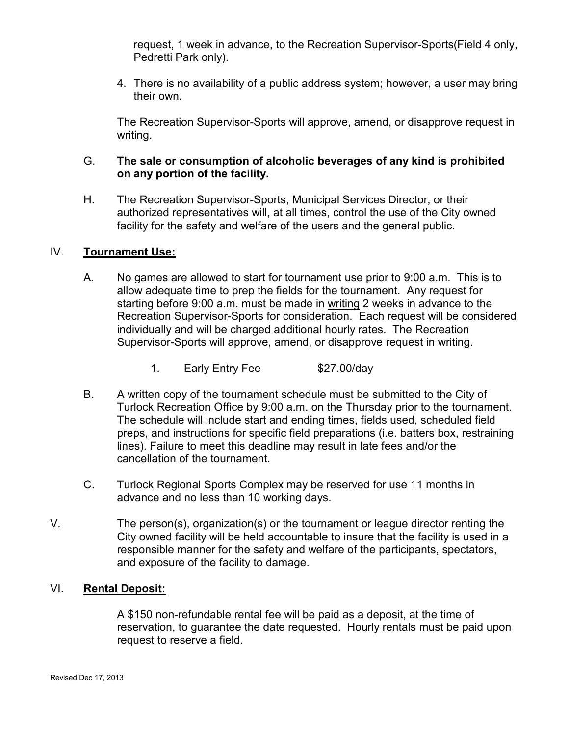request, 1 week in advance, to the Recreation Supervisor-Sports(Field 4 only, Pedretti Park only).

4. There is no availability of a public address system; however, a user may bring their own.

The Recreation Supervisor-Sports will approve, amend, or disapprove request in writing.

G. **The sale or consumption of alcoholic beverages of any kind is prohibited on any portion of the facility.**

H. The Recreation Supervisor-Sports, Municipal Services Director, or their authorized representatives will, at all times, control the use of the City owned facility for the safety and welfare of the users and the general public.

## IV. <u>Tournament Use:</u>

A. No games are allowed to start for tournament use prior to 9:00 a.m. This is to allow adequate time to prep the fields for the tournament. Any request for starting before 9:00 a.m. must be made in <u>writing</u> 2 weeks in advance to the Recreation Supervisor-Sports for consideration. Each request will be considered individually and will be charged additional hourly rates. The Recreation Supervisor-Sports will approve, amend, or disapprove request in writing.

1. Early Entry Fee $27.00/day

B. A written copy of the tournament schedule must be submitted to the City of Turlock Recreation Office by 9:00 a.m. on the Thursday prior to the tournament. The schedule will include start and ending times, fields used, scheduled field preps, and instructions for specific field preparations (i.e. batters box, restraining lines). Failure to meet this deadline may result in late fees and/or the cancellation of the tournament.

C. Turlock Regional Sports Complex may be reserved for use 11 months in advance and no less than 10 working days.

V. The person(s), organization(s) or the tournament or league director renting the City owned facility will be held accountable to insure that the facility is used in a responsible manner for the safety and welfare of the participants, spectators, and exposure of the facility to damage.

## VI. <u>Rental Deposit:</u>

A $150 non-refundable rental fee will be paid as a deposit, at the time of reservation, to guarantee the date requested. Hourly rentals must be paid upon request to reserve a field.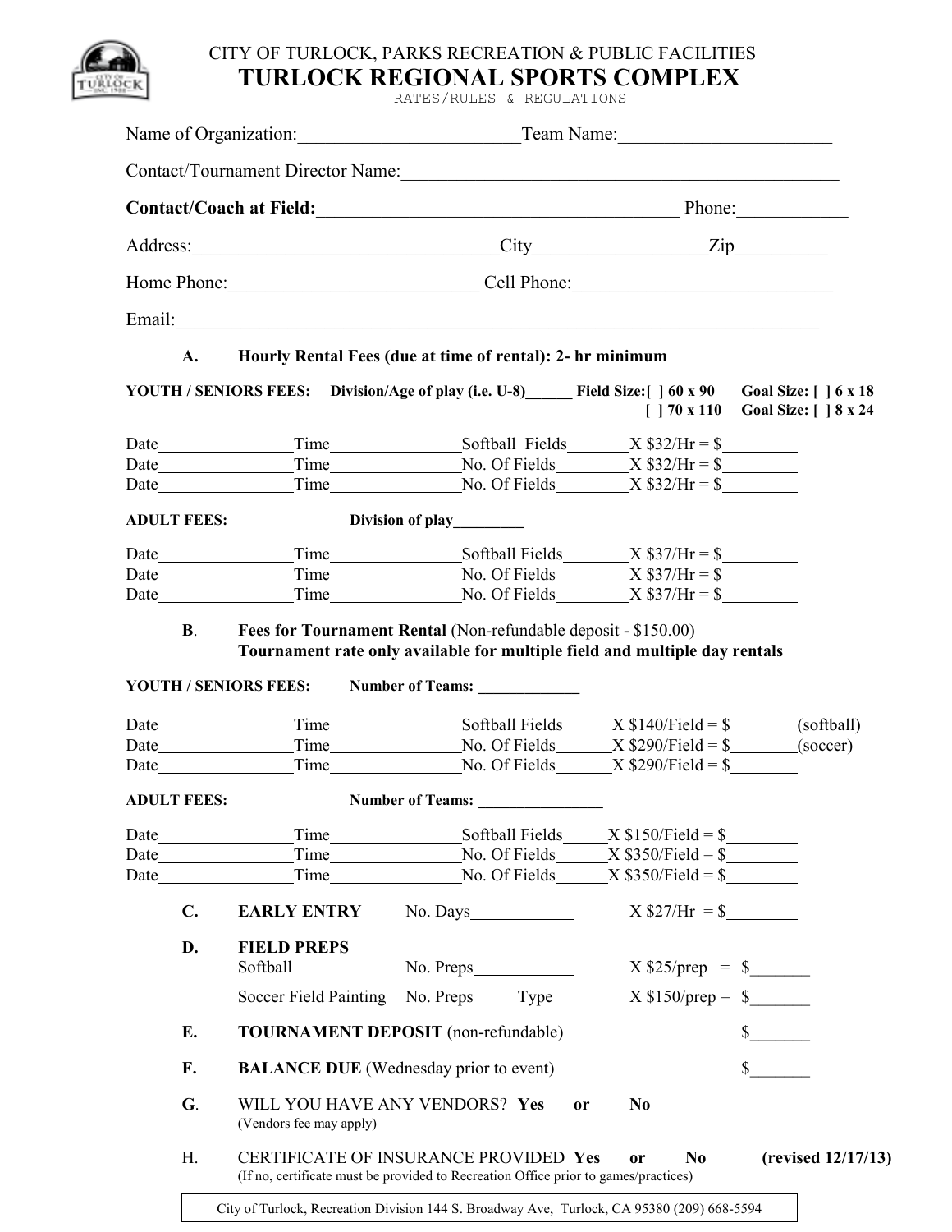CITY OF TURLOCK, PARKS RECREATION & PUBLIC FACILITIES

# TURLOCK REGIONAL SPORTS COMPLEX

RATES/RULES & REGULATIONS

Name of Organization:________________________Team Name:______________________

Contact/Tournament Director Name:_______________________________________________

**Contact/Coach at Field:**________________________________________ Phone:___________

Address:_________________________________City__________________Zip_________

Home Phone:___________________________ Cell Phone:____________________________

Email:________________________________________________________________________

**A. Hourly Rental Fees (due at time of rental): 2- hr minimum**

**YOUTH / SENIORS FEES: Division/Age of play (i.e. U-8)______ Field Size:[ ] 60 x 90 Goal Size: [ ] 6 x 18**
**[ ] 70 x 110 Goal Size: [ ] 8 x 24**

Date_______________Time_______________Softball Fields_______X $32/Hr = $_________
Date_______________Time_______________No. Of Fields________X $32/Hr = $_________
Date_______________Time_______________No. Of Fields________X $32/Hr = $_________

**ADULT FEES: Division of play_________**

Date_______________Time_______________Softball Fields_______X $37/Hr = $_________
Date_______________Time_______________No. Of Fields________X $37/Hr = $_________
Date_______________Time_______________No. Of Fields________X $37/Hr = $_________

**B. Fees for Tournament Rental** (Non-refundable deposit - $150.00)
**Tournament rate only available for multiple field and multiple day rentals**

**YOUTH / SENIORS FEES: Number of Teams: _____________**

Date_______________Time_______________Softball Fields______X $140/Field = $________(softball)
Date_______________Time_______________No. Of Fields______X $290/Field = $________(soccer)
Date_______________Time_______________No. Of Fields______X $290/Field = $________

**ADULT FEES: Number of Teams: _______________**

Date_______________Time_______________Softball Fields_____X $150/Field = $________
Date_______________Time_______________No. Of Fields______X $350/Field = $________
Date_______________Time_______________No. Of Fields______X $350/Field = $________

**C. EARLY ENTRY** No. Days____________ X $27/Hr = $________

**D. FIELD PREPS**
Softball No. Preps____________ X $25/prep = $_______
Soccer Field Painting No. Preps_____Type___ X $150/prep = $_______

**E. TOURNAMENT DEPOSIT** (non-refundable) $_______

**F. BALANCE DUE** (Wednesday prior to event) $_______

**G.** WILL YOU HAVE ANY VENDORS? **Yes or No**
(Vendors fee may apply)

H. CERTIFICATE OF INSURANCE PROVIDED **Yes or No** **(revised 12/17/13)**
(If no, certificate must be provided to Recreation Office prior to games/practices)

City of Turlock, Recreation Division 144 S. Broadway Ave, Turlock, CA 95380 (209) 668-5594